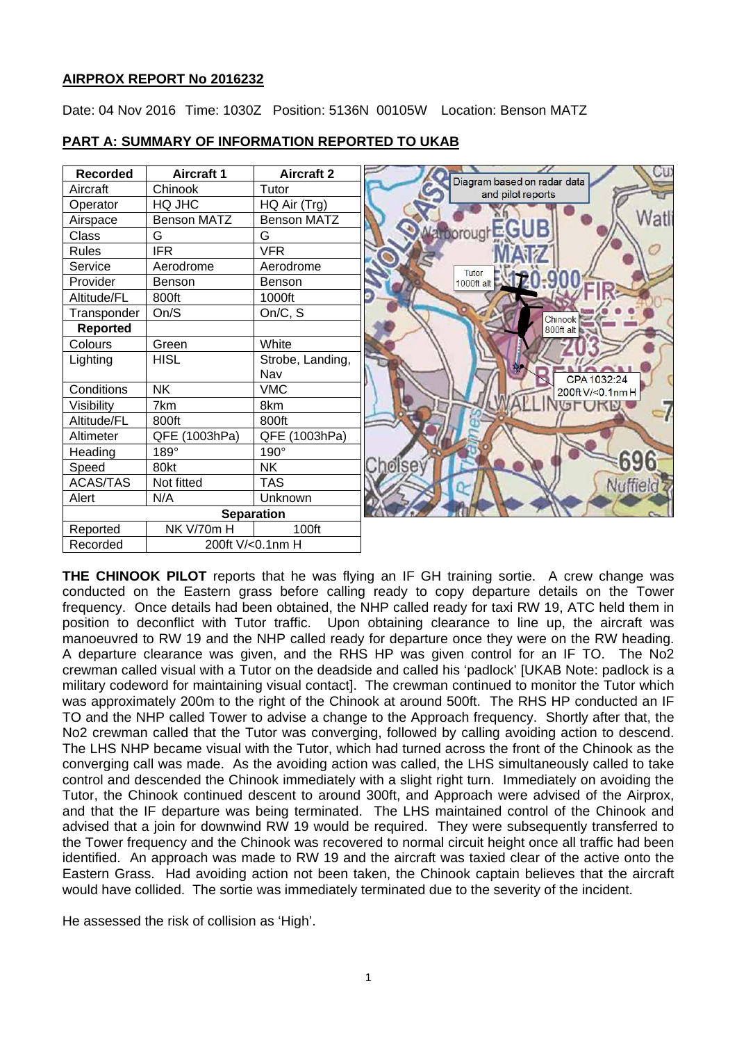**AIRPROX REPORT No 2016232**

Date: 04 Nov 2016 Time: 1030Z Position: 5136N 00105W Location: Benson MATZ

**PART A: SUMMARY OF INFORMATION REPORTED TO UKAB**

| Recorded | Aircraft 1 | Aircraft 2 |
|---|---|---|
| Aircraft | Chinook | Tutor |
| Operator | HQ JHC | HQ Air (Trg) |
| Airspace | Benson MATZ | Benson MATZ |
| Class | G | G |
| Rules | IFR | VFR |
| Service | Aerodrome | Aerodrome |
| Provider | Benson | Benson |
| Altitude/FL | 800ft | 1000ft |
| Transponder | On/S | On/C, S |
| **Reported** | | |
| Colours | Green | White |
| Lighting | HISL | Strobe, Landing, Nav |
| Conditions | NK | VMC |
| Visibility | 7km | 8km |
| Altitude/FL | 800ft | 800ft |
| Altimeter | QFE (1003hPa) | QFE (1003hPa) |
| Heading | 189° | 190° |
| Speed | 80kt | NK |
| ACAS/TAS | Not fitted | TAS |
| Alert | N/A | Unknown |
| **Separation** | | |
| Reported | NK V/70m H | 100ft |
| Recorded | 200ft V/<0.1nm H | |

Diagram based on radar data and pilot reports

Tutor 1000ft alt

Chinook 800ft alt

CPA 1032:24 200ft V/<0.1nm H

**THE CHINOOK PILOT** reports that he was flying an IF GH training sortie. A crew change was conducted on the Eastern grass before calling ready to copy departure details on the Tower frequency. Once details had been obtained, the NHP called ready for taxi RW 19, ATC held them in position to deconflict with Tutor traffic. Upon obtaining clearance to line up, the aircraft was manoeuvred to RW 19 and the NHP called ready for departure once they were on the RW heading. A departure clearance was given, and the RHS HP was given control for an IF TO. The No2 crewman called visual with a Tutor on the deadside and called his 'padlock' [UKAB Note: padlock is a military codeword for maintaining visual contact]. The crewman continued to monitor the Tutor which was approximately 200m to the right of the Chinook at around 500ft. The RHS HP conducted an IF TO and the NHP called Tower to advise a change to the Approach frequency. Shortly after that, the No2 crewman called that the Tutor was converging, followed by calling avoiding action to descend. The LHS NHP became visual with the Tutor, which had turned across the front of the Chinook as the converging call was made. As the avoiding action was called, the LHS simultaneously called to take control and descended the Chinook immediately with a slight right turn. Immediately on avoiding the Tutor, the Chinook continued descent to around 300ft, and Approach were advised of the Airprox, and that the IF departure was being terminated. The LHS maintained control of the Chinook and advised that a join for downwind RW 19 would be required. They were subsequently transferred to the Tower frequency and the Chinook was recovered to normal circuit height once all traffic had been identified. An approach was made to RW 19 and the aircraft was taxied clear of the active onto the Eastern Grass. Had avoiding action not been taken, the Chinook captain believes that the aircraft would have collided. The sortie was immediately terminated due to the severity of the incident.

He assessed the risk of collision as 'High'.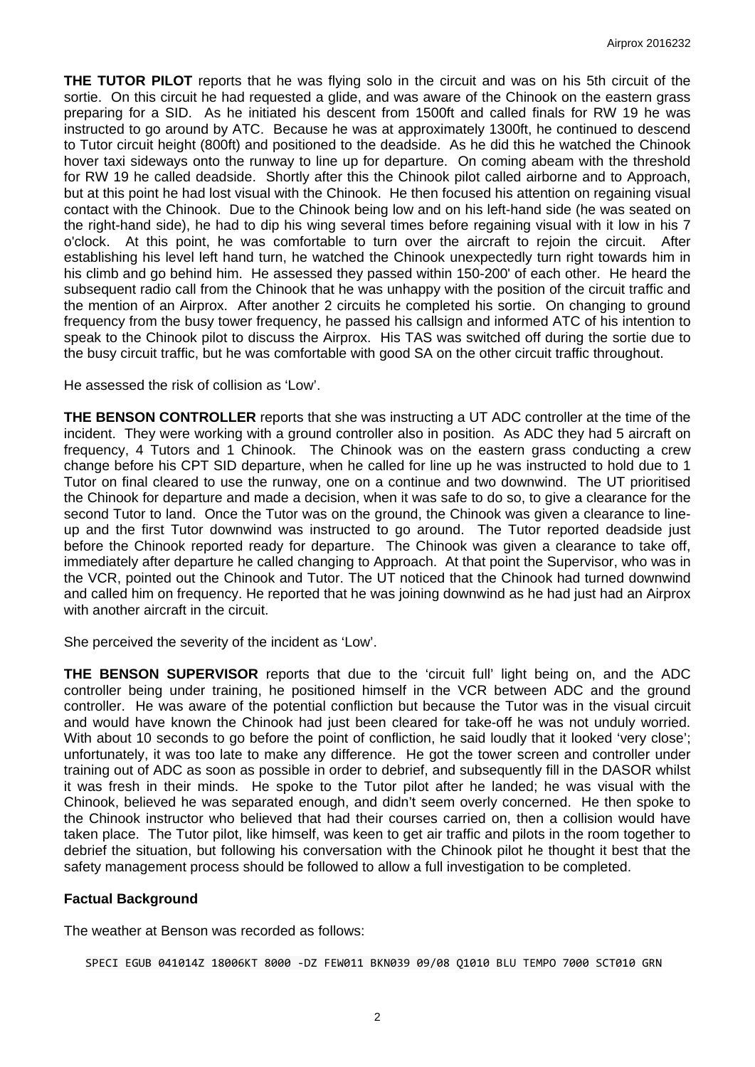**THE TUTOR PILOT** reports that he was flying solo in the circuit and was on his 5th circuit of the sortie. On this circuit he had requested a glide, and was aware of the Chinook on the eastern grass preparing for a SID. As he initiated his descent from 1500ft and called finals for RW 19 he was instructed to go around by ATC. Because he was at approximately 1300ft, he continued to descend to Tutor circuit height (800ft) and positioned to the deadside. As he did this he watched the Chinook hover taxi sideways onto the runway to line up for departure. On coming abeam with the threshold for RW 19 he called deadside. Shortly after this the Chinook pilot called airborne and to Approach, but at this point he had lost visual with the Chinook. He then focused his attention on regaining visual contact with the Chinook. Due to the Chinook being low and on his left-hand side (he was seated on the right-hand side), he had to dip his wing several times before regaining visual with it low in his 7 o'clock. At this point, he was comfortable to turn over the aircraft to rejoin the circuit. After establishing his level left hand turn, he watched the Chinook unexpectedly turn right towards him in his climb and go behind him. He assessed they passed within 150-200' of each other. He heard the subsequent radio call from the Chinook that he was unhappy with the position of the circuit traffic and the mention of an Airprox. After another 2 circuits he completed his sortie. On changing to ground frequency from the busy tower frequency, he passed his callsign and informed ATC of his intention to speak to the Chinook pilot to discuss the Airprox. His TAS was switched off during the sortie due to the busy circuit traffic, but he was comfortable with good SA on the other circuit traffic throughout.

He assessed the risk of collision as 'Low'.

**THE BENSON CONTROLLER** reports that she was instructing a UT ADC controller at the time of the incident. They were working with a ground controller also in position. As ADC they had 5 aircraft on frequency, 4 Tutors and 1 Chinook. The Chinook was on the eastern grass conducting a crew change before his CPT SID departure, when he called for line up he was instructed to hold due to 1 Tutor on final cleared to use the runway, one on a continue and two downwind. The UT prioritised the Chinook for departure and made a decision, when it was safe to do so, to give a clearance for the second Tutor to land. Once the Tutor was on the ground, the Chinook was given a clearance to line-up and the first Tutor downwind was instructed to go around. The Tutor reported deadside just before the Chinook reported ready for departure. The Chinook was given a clearance to take off, immediately after departure he called changing to Approach. At that point the Supervisor, who was in the VCR, pointed out the Chinook and Tutor. The UT noticed that the Chinook had turned downwind and called him on frequency. He reported that he was joining downwind as he had just had an Airprox with another aircraft in the circuit.

She perceived the severity of the incident as 'Low'.

**THE BENSON SUPERVISOR** reports that due to the 'circuit full' light being on, and the ADC controller being under training, he positioned himself in the VCR between ADC and the ground controller. He was aware of the potential confliction but because the Tutor was in the visual circuit and would have known the Chinook had just been cleared for take-off he was not unduly worried. With about 10 seconds to go before the point of confliction, he said loudly that it looked 'very close'; unfortunately, it was too late to make any difference. He got the tower screen and controller under training out of ADC as soon as possible in order to debrief, and subsequently fill in the DASOR whilst it was fresh in their minds. He spoke to the Tutor pilot after he landed; he was visual with the Chinook, believed he was separated enough, and didn't seem overly concerned. He then spoke to the Chinook instructor who believed that had their courses carried on, then a collision would have taken place. The Tutor pilot, like himself, was keen to get air traffic and pilots in the room together to debrief the situation, but following his conversation with the Chinook pilot he thought it best that the safety management process should be followed to allow a full investigation to be completed.

## Factual Background

The weather at Benson was recorded as follows:

```
SPECI EGUB 041014Z 18006KT 8000 -DZ FEW011 BKN039 09/08 Q1010 BLU TEMPO 7000 SCT010 GRN
```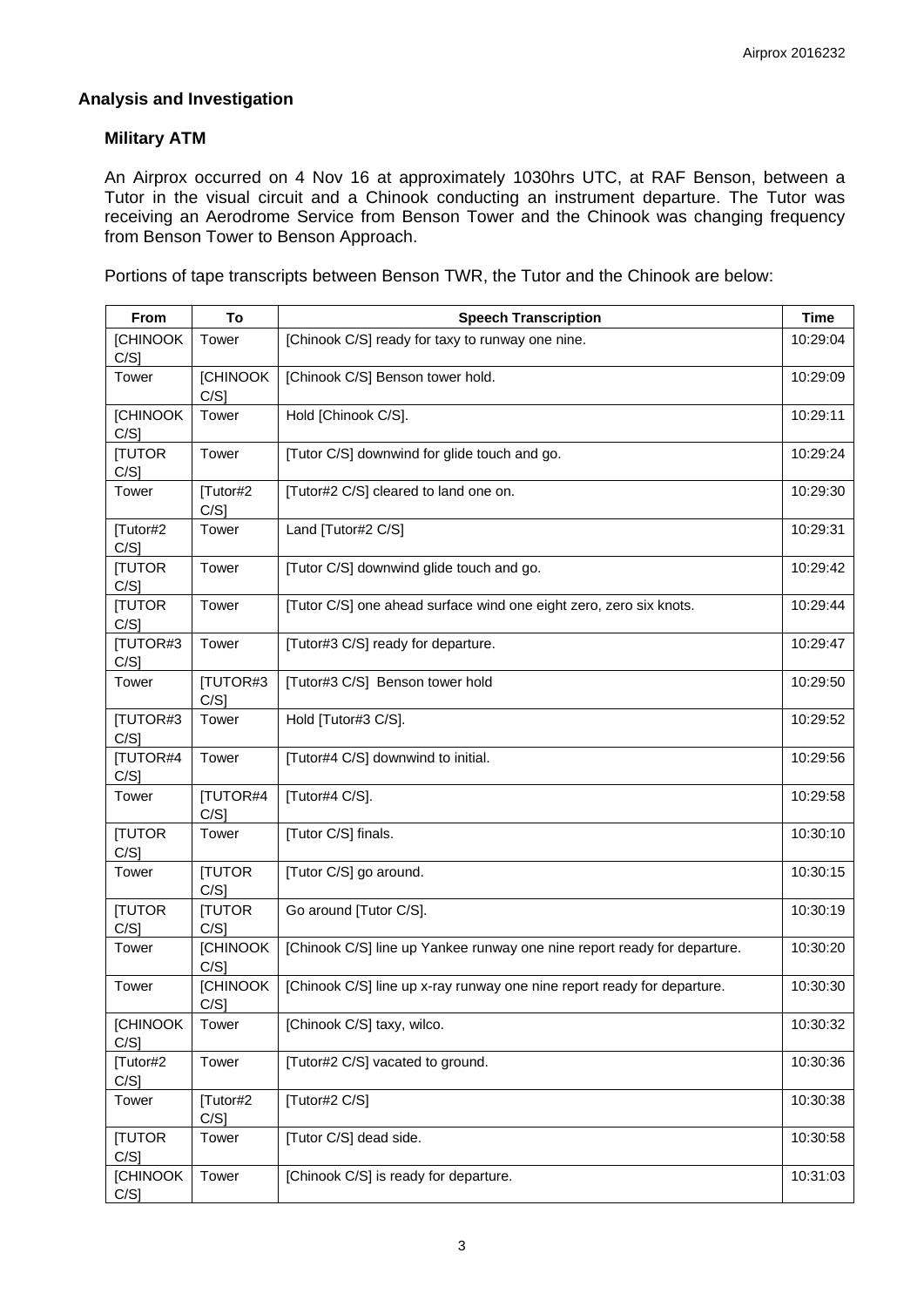## Analysis and Investigation

### Military ATM

An Airprox occurred on 4 Nov 16 at approximately 1030hrs UTC, at RAF Benson, between a Tutor in the visual circuit and a Chinook conducting an instrument departure. The Tutor was receiving an Aerodrome Service from Benson Tower and the Chinook was changing frequency from Benson Tower to Benson Approach.

Portions of tape transcripts between Benson TWR, the Tutor and the Chinook are below:

| From | To | Speech Transcription | Time |
|---|---|---|---|
| [CHINOOK C/S] | Tower | [Chinook C/S] ready for taxy to runway one nine. | 10:29:04 |
| Tower | [CHINOOK C/S] | [Chinook C/S] Benson tower hold. | 10:29:09 |
| [CHINOOK C/S] | Tower | Hold [Chinook C/S]. | 10:29:11 |
| [TUTOR C/S] | Tower | [Tutor C/S] downwind for glide touch and go. | 10:29:24 |
| Tower | [Tutor#2 C/S] | [Tutor#2 C/S] cleared to land one on. | 10:29:30 |
| [Tutor#2 C/S] | Tower | Land [Tutor#2 C/S] | 10:29:31 |
| [TUTOR C/S] | Tower | [Tutor C/S] downwind glide touch and go. | 10:29:42 |
| [TUTOR C/S] | Tower | [Tutor C/S] one ahead surface wind one eight zero, zero six knots. | 10:29:44 |
| [TUTOR#3 C/S] | Tower | [Tutor#3 C/S] ready for departure. | 10:29:47 |
| Tower | [TUTOR#3 C/S] | [Tutor#3 C/S] Benson tower hold | 10:29:50 |
| [TUTOR#3 C/S] | Tower | Hold [Tutor#3 C/S]. | 10:29:52 |
| [TUTOR#4 C/S] | Tower | [Tutor#4 C/S] downwind to initial. | 10:29:56 |
| Tower | [TUTOR#4 C/S] | [Tutor#4 C/S]. | 10:29:58 |
| [TUTOR C/S] | Tower | [Tutor C/S] finals. | 10:30:10 |
| Tower | [TUTOR C/S] | [Tutor C/S] go around. | 10:30:15 |
| [TUTOR C/S] | [TUTOR C/S] | Go around [Tutor C/S]. | 10:30:19 |
| Tower | [CHINOOK C/S] | [Chinook C/S] line up Yankee runway one nine report ready for departure. | 10:30:20 |
| Tower | [CHINOOK C/S] | [Chinook C/S] line up x-ray runway one nine report ready for departure. | 10:30:30 |
| [CHINOOK C/S] | Tower | [Chinook C/S] taxy, wilco. | 10:30:32 |
| [Tutor#2 C/S] | Tower | [Tutor#2 C/S] vacated to ground. | 10:30:36 |
| Tower | [Tutor#2 C/S] | [Tutor#2 C/S] | 10:30:38 |
| [TUTOR C/S] | Tower | [Tutor C/S] dead side. | 10:30:58 |
| [CHINOOK C/S] | Tower | [Chinook C/S] is ready for departure. | 10:31:03 |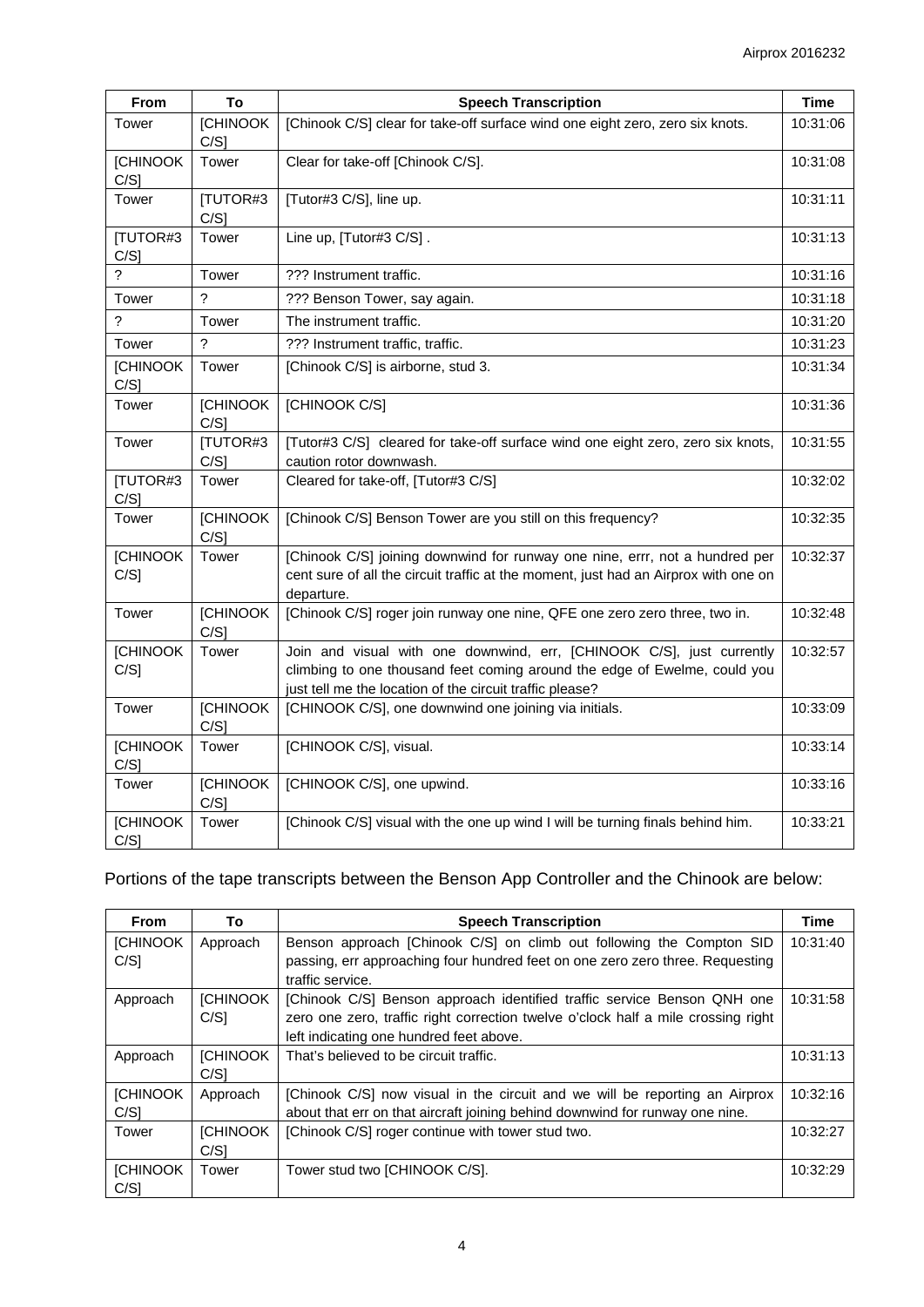| From | To | Speech Transcription | Time |
|---|---|---|---|
| Tower | [CHINOOK C/S] | [Chinook C/S] clear for take-off surface wind one eight zero, zero six knots. | 10:31:06 |
| [CHINOOK C/S] | Tower | Clear for take-off [Chinook C/S]. | 10:31:08 |
| Tower | [TUTOR#3 C/S] | [Tutor#3 C/S], line up. | 10:31:11 |
| [TUTOR#3 C/S] | Tower | Line up, [Tutor#3 C/S] . | 10:31:13 |
| ? | Tower | ??? Instrument traffic. | 10:31:16 |
| Tower | ? | ??? Benson Tower, say again. | 10:31:18 |
| ? | Tower | The instrument traffic. | 10:31:20 |
| Tower | ? | ??? Instrument traffic, traffic. | 10:31:23 |
| [CHINOOK C/S] | Tower | [Chinook C/S] is airborne, stud 3. | 10:31:34 |
| Tower | [CHINOOK C/S] | [CHINOOK C/S] | 10:31:36 |
| Tower | [TUTOR#3 C/S] | [Tutor#3 C/S] cleared for take-off surface wind one eight zero, zero six knots, caution rotor downwash. | 10:31:55 |
| [TUTOR#3 C/S] | Tower | Cleared for take-off, [Tutor#3 C/S] | 10:32:02 |
| Tower | [CHINOOK C/S] | [Chinook C/S] Benson Tower are you still on this frequency? | 10:32:35 |
| [CHINOOK C/S] | Tower | [Chinook C/S] joining downwind for runway one nine, errr, not a hundred per cent sure of all the circuit traffic at the moment, just had an Airprox with one on departure. | 10:32:37 |
| Tower | [CHINOOK C/S] | [Chinook C/S] roger join runway one nine, QFE one zero zero three, two in. | 10:32:48 |
| [CHINOOK C/S] | Tower | Join and visual with one downwind, err, [CHINOOK C/S], just currently climbing to one thousand feet coming around the edge of Ewelme, could you just tell me the location of the circuit traffic please? | 10:32:57 |
| Tower | [CHINOOK C/S] | [CHINOOK C/S], one downwind one joining via initials. | 10:33:09 |
| [CHINOOK C/S] | Tower | [CHINOOK C/S], visual. | 10:33:14 |
| Tower | [CHINOOK C/S] | [CHINOOK C/S], one upwind. | 10:33:16 |
| [CHINOOK C/S] | Tower | [Chinook C/S] visual with the one up wind I will be turning finals behind him. | 10:33:21 |

Portions of the tape transcripts between the Benson App Controller and the Chinook are below:

| From | To | Speech Transcription | Time |
|---|---|---|---|
| [CHINOOK C/S] | Approach | Benson approach [Chinook C/S] on climb out following the Compton SID passing, err approaching four hundred feet on one zero zero three. Requesting traffic service. | 10:31:40 |
| Approach | [CHINOOK C/S] | [Chinook C/S] Benson approach identified traffic service Benson QNH one zero one zero, traffic right correction twelve o'clock half a mile crossing right left indicating one hundred feet above. | 10:31:58 |
| Approach | [CHINOOK C/S] | That's believed to be circuit traffic. | 10:31:13 |
| [CHINOOK C/S] | Approach | [Chinook C/S] now visual in the circuit and we will be reporting an Airprox about that err on that aircraft joining behind downwind for runway one nine. | 10:32:16 |
| Tower | [CHINOOK C/S] | [Chinook C/S] roger continue with tower stud two. | 10:32:27 |
| [CHINOOK C/S] | Tower | Tower stud two [CHINOOK C/S]. | 10:32:29 |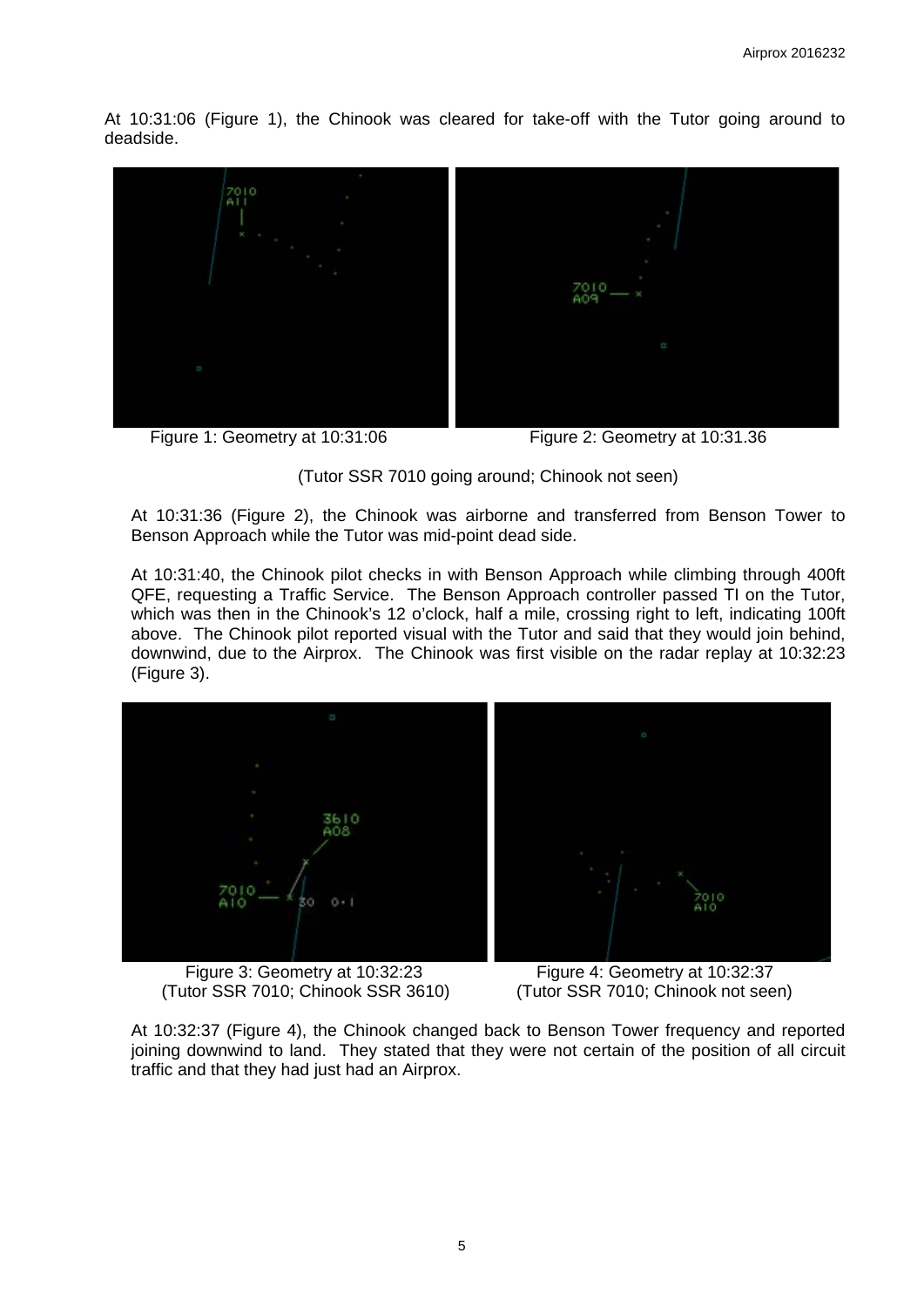At 10:31:06 (Figure 1), the Chinook was cleared for take-off with the Tutor going around to deadside.

Figure 1: Geometry at 10:31:06

Figure 2: Geometry at 10:31.36

(Tutor SSR 7010 going around; Chinook not seen)

At 10:31:36 (Figure 2), the Chinook was airborne and transferred from Benson Tower to Benson Approach while the Tutor was mid-point dead side.

At 10:31:40, the Chinook pilot checks in with Benson Approach while climbing through 400ft QFE, requesting a Traffic Service. The Benson Approach controller passed TI on the Tutor, which was then in the Chinook's 12 o'clock, half a mile, crossing right to left, indicating 100ft above. The Chinook pilot reported visual with the Tutor and said that they would join behind, downwind, due to the Airprox. The Chinook was first visible on the radar replay at 10:32:23 (Figure 3).

Figure 3: Geometry at 10:32:23
(Tutor SSR 7010; Chinook SSR 3610)

Figure 4: Geometry at 10:32:37
(Tutor SSR 7010; Chinook not seen)

At 10:32:37 (Figure 4), the Chinook changed back to Benson Tower frequency and reported joining downwind to land. They stated that they were not certain of the position of all circuit traffic and that they had just had an Airprox.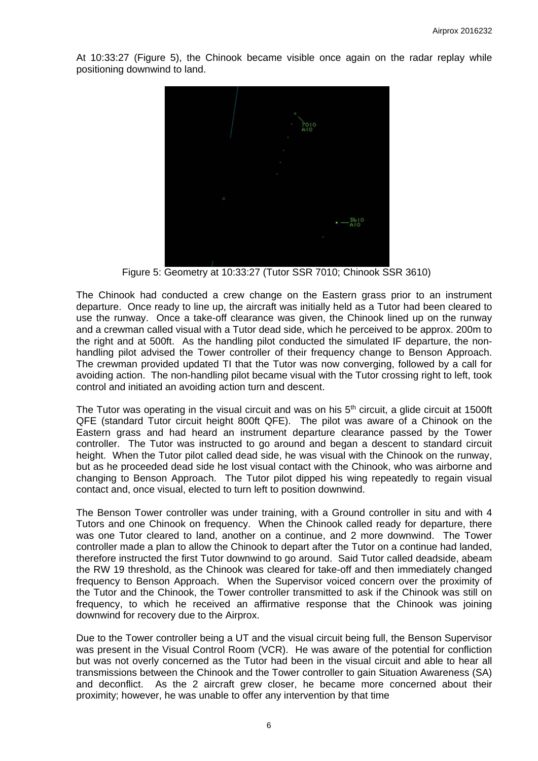At 10:33:27 (Figure 5), the Chinook became visible once again on the radar replay while positioning downwind to land.

Figure 5: Geometry at 10:33:27 (Tutor SSR 7010; Chinook SSR 3610)

The Chinook had conducted a crew change on the Eastern grass prior to an instrument departure. Once ready to line up, the aircraft was initially held as a Tutor had been cleared to use the runway. Once a take-off clearance was given, the Chinook lined up on the runway and a crewman called visual with a Tutor dead side, which he perceived to be approx. 200m to the right and at 500ft. As the handling pilot conducted the simulated IF departure, the non-handling pilot advised the Tower controller of their frequency change to Benson Approach. The crewman provided updated TI that the Tutor was now converging, followed by a call for avoiding action. The non-handling pilot became visual with the Tutor crossing right to left, took control and initiated an avoiding action turn and descent.

The Tutor was operating in the visual circuit and was on his 5th circuit, a glide circuit at 1500ft QFE (standard Tutor circuit height 800ft QFE). The pilot was aware of a Chinook on the Eastern grass and had heard an instrument departure clearance passed by the Tower controller. The Tutor was instructed to go around and began a descent to standard circuit height. When the Tutor pilot called dead side, he was visual with the Chinook on the runway, but as he proceeded dead side he lost visual contact with the Chinook, who was airborne and changing to Benson Approach. The Tutor pilot dipped his wing repeatedly to regain visual contact and, once visual, elected to turn left to position downwind.

The Benson Tower controller was under training, with a Ground controller in situ and with 4 Tutors and one Chinook on frequency. When the Chinook called ready for departure, there was one Tutor cleared to land, another on a continue, and 2 more downwind. The Tower controller made a plan to allow the Chinook to depart after the Tutor on a continue had landed, therefore instructed the first Tutor downwind to go around. Said Tutor called deadside, abeam the RW 19 threshold, as the Chinook was cleared for take-off and then immediately changed frequency to Benson Approach. When the Supervisor voiced concern over the proximity of the Tutor and the Chinook, the Tower controller transmitted to ask if the Chinook was still on frequency, to which he received an affirmative response that the Chinook was joining downwind for recovery due to the Airprox.

Due to the Tower controller being a UT and the visual circuit being full, the Benson Supervisor was present in the Visual Control Room (VCR). He was aware of the potential for confliction but was not overly concerned as the Tutor had been in the visual circuit and able to hear all transmissions between the Chinook and the Tower controller to gain Situation Awareness (SA) and deconflict. As the 2 aircraft grew closer, he became more concerned about their proximity; however, he was unable to offer any intervention by that time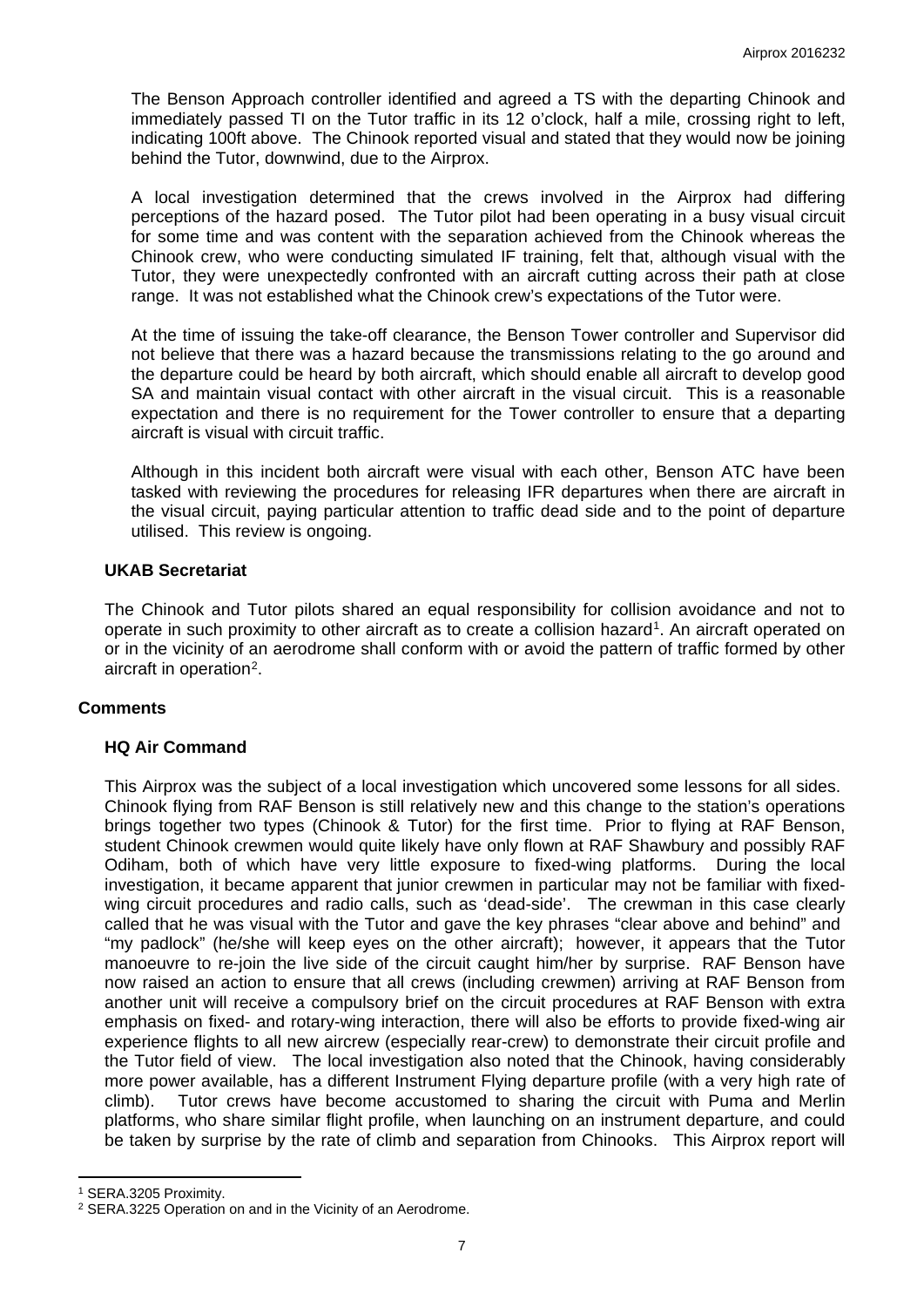The Benson Approach controller identified and agreed a TS with the departing Chinook and immediately passed TI on the Tutor traffic in its 12 o'clock, half a mile, crossing right to left, indicating 100ft above. The Chinook reported visual and stated that they would now be joining behind the Tutor, downwind, due to the Airprox.

A local investigation determined that the crews involved in the Airprox had differing perceptions of the hazard posed. The Tutor pilot had been operating in a busy visual circuit for some time and was content with the separation achieved from the Chinook whereas the Chinook crew, who were conducting simulated IF training, felt that, although visual with the Tutor, they were unexpectedly confronted with an aircraft cutting across their path at close range. It was not established what the Chinook crew's expectations of the Tutor were.

At the time of issuing the take-off clearance, the Benson Tower controller and Supervisor did not believe that there was a hazard because the transmissions relating to the go around and the departure could be heard by both aircraft, which should enable all aircraft to develop good SA and maintain visual contact with other aircraft in the visual circuit. This is a reasonable expectation and there is no requirement for the Tower controller to ensure that a departing aircraft is visual with circuit traffic.

Although in this incident both aircraft were visual with each other, Benson ATC have been tasked with reviewing the procedures for releasing IFR departures when there are aircraft in the visual circuit, paying particular attention to traffic dead side and to the point of departure utilised. This review is ongoing.

### UKAB Secretariat

The Chinook and Tutor pilots shared an equal responsibility for collision avoidance and not to operate in such proximity to other aircraft as to create a collision hazard[1]. An aircraft operated on or in the vicinity of an aerodrome shall conform with or avoid the pattern of traffic formed by other aircraft in operation[2].

## Comments

### HQ Air Command

This Airprox was the subject of a local investigation which uncovered some lessons for all sides. Chinook flying from RAF Benson is still relatively new and this change to the station's operations brings together two types (Chinook & Tutor) for the first time. Prior to flying at RAF Benson, student Chinook crewmen would quite likely have only flown at RAF Shawbury and possibly RAF Odiham, both of which have very little exposure to fixed-wing platforms. During the local investigation, it became apparent that junior crewmen in particular may not be familiar with fixed-wing circuit procedures and radio calls, such as 'dead-side'. The crewman in this case clearly called that he was visual with the Tutor and gave the key phrases "clear above and behind" and "my padlock" (he/she will keep eyes on the other aircraft); however, it appears that the Tutor manoeuvre to re-join the live side of the circuit caught him/her by surprise. RAF Benson have now raised an action to ensure that all crews (including crewmen) arriving at RAF Benson from another unit will receive a compulsory brief on the circuit procedures at RAF Benson with extra emphasis on fixed- and rotary-wing interaction, there will also be efforts to provide fixed-wing air experience flights to all new aircrew (especially rear-crew) to demonstrate their circuit profile and the Tutor field of view. The local investigation also noted that the Chinook, having considerably more power available, has a different Instrument Flying departure profile (with a very high rate of climb). Tutor crews have become accustomed to sharing the circuit with Puma and Merlin platforms, who share similar flight profile, when launching on an instrument departure, and could be taken by surprise by the rate of climb and separation from Chinooks. This Airprox report will

---

[1] SERA.3205 Proximity.

[2] SERA.3225 Operation on and in the Vicinity of an Aerodrome.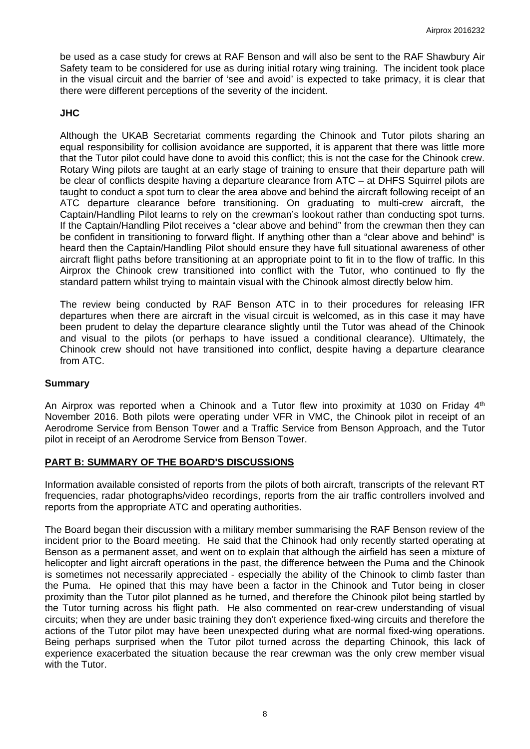be used as a case study for crews at RAF Benson and will also be sent to the RAF Shawbury Air Safety team to be considered for use as during initial rotary wing training. The incident took place in the visual circuit and the barrier of 'see and avoid' is expected to take primacy, it is clear that there were different perceptions of the severity of the incident.

**JHC**

Although the UKAB Secretariat comments regarding the Chinook and Tutor pilots sharing an equal responsibility for collision avoidance are supported, it is apparent that there was little more that the Tutor pilot could have done to avoid this conflict; this is not the case for the Chinook crew. Rotary Wing pilots are taught at an early stage of training to ensure that their departure path will be clear of conflicts despite having a departure clearance from ATC – at DHFS Squirrel pilots are taught to conduct a spot turn to clear the area above and behind the aircraft following receipt of an ATC departure clearance before transitioning. On graduating to multi-crew aircraft, the Captain/Handling Pilot learns to rely on the crewman's lookout rather than conducting spot turns. If the Captain/Handling Pilot receives a "clear above and behind" from the crewman then they can be confident in transitioning to forward flight. If anything other than a "clear above and behind" is heard then the Captain/Handling Pilot should ensure they have full situational awareness of other aircraft flight paths before transitioning at an appropriate point to fit in to the flow of traffic. In this Airprox the Chinook crew transitioned into conflict with the Tutor, who continued to fly the standard pattern whilst trying to maintain visual with the Chinook almost directly below him.

The review being conducted by RAF Benson ATC in to their procedures for releasing IFR departures when there are aircraft in the visual circuit is welcomed, as in this case it may have been prudent to delay the departure clearance slightly until the Tutor was ahead of the Chinook and visual to the pilots (or perhaps to have issued a conditional clearance). Ultimately, the Chinook crew should not have transitioned into conflict, despite having a departure clearance from ATC.

## Summary

An Airprox was reported when a Chinook and a Tutor flew into proximity at 1030 on Friday 4th November 2016. Both pilots were operating under VFR in VMC, the Chinook pilot in receipt of an Aerodrome Service from Benson Tower and a Traffic Service from Benson Approach, and the Tutor pilot in receipt of an Aerodrome Service from Benson Tower.

## PART B: SUMMARY OF THE BOARD'S DISCUSSIONS

Information available consisted of reports from the pilots of both aircraft, transcripts of the relevant RT frequencies, radar photographs/video recordings, reports from the air traffic controllers involved and reports from the appropriate ATC and operating authorities.

The Board began their discussion with a military member summarising the RAF Benson review of the incident prior to the Board meeting. He said that the Chinook had only recently started operating at Benson as a permanent asset, and went on to explain that although the airfield has seen a mixture of helicopter and light aircraft operations in the past, the difference between the Puma and the Chinook is sometimes not necessarily appreciated - especially the ability of the Chinook to climb faster than the Puma. He opined that this may have been a factor in the Chinook and Tutor being in closer proximity than the Tutor pilot planned as he turned, and therefore the Chinook pilot being startled by the Tutor turning across his flight path. He also commented on rear-crew understanding of visual circuits; when they are under basic training they don't experience fixed-wing circuits and therefore the actions of the Tutor pilot may have been unexpected during what are normal fixed-wing operations. Being perhaps surprised when the Tutor pilot turned across the departing Chinook, this lack of experience exacerbated the situation because the rear crewman was the only crew member visual with the Tutor.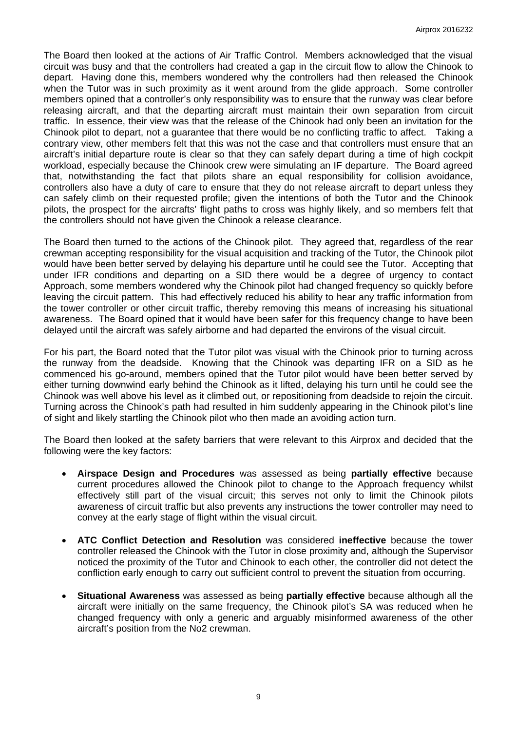The Board then looked at the actions of Air Traffic Control. Members acknowledged that the visual circuit was busy and that the controllers had created a gap in the circuit flow to allow the Chinook to depart. Having done this, members wondered why the controllers had then released the Chinook when the Tutor was in such proximity as it went around from the glide approach. Some controller members opined that a controller's only responsibility was to ensure that the runway was clear before releasing aircraft, and that the departing aircraft must maintain their own separation from circuit traffic. In essence, their view was that the release of the Chinook had only been an invitation for the Chinook pilot to depart, not a guarantee that there would be no conflicting traffic to affect. Taking a contrary view, other members felt that this was not the case and that controllers must ensure that an aircraft's initial departure route is clear so that they can safely depart during a time of high cockpit workload, especially because the Chinook crew were simulating an IF departure. The Board agreed that, notwithstanding the fact that pilots share an equal responsibility for collision avoidance, controllers also have a duty of care to ensure that they do not release aircraft to depart unless they can safely climb on their requested profile; given the intentions of both the Tutor and the Chinook pilots, the prospect for the aircrafts' flight paths to cross was highly likely, and so members felt that the controllers should not have given the Chinook a release clearance.

The Board then turned to the actions of the Chinook pilot. They agreed that, regardless of the rear crewman accepting responsibility for the visual acquisition and tracking of the Tutor, the Chinook pilot would have been better served by delaying his departure until he could see the Tutor. Accepting that under IFR conditions and departing on a SID there would be a degree of urgency to contact Approach, some members wondered why the Chinook pilot had changed frequency so quickly before leaving the circuit pattern. This had effectively reduced his ability to hear any traffic information from the tower controller or other circuit traffic, thereby removing this means of increasing his situational awareness. The Board opined that it would have been safer for this frequency change to have been delayed until the aircraft was safely airborne and had departed the environs of the visual circuit.

For his part, the Board noted that the Tutor pilot was visual with the Chinook prior to turning across the runway from the deadside. Knowing that the Chinook was departing IFR on a SID as he commenced his go-around, members opined that the Tutor pilot would have been better served by either turning downwind early behind the Chinook as it lifted, delaying his turn until he could see the Chinook was well above his level as it climbed out, or repositioning from deadside to rejoin the circuit. Turning across the Chinook's path had resulted in him suddenly appearing in the Chinook pilot's line of sight and likely startling the Chinook pilot who then made an avoiding action turn.

The Board then looked at the safety barriers that were relevant to this Airprox and decided that the following were the key factors:

- **Airspace Design and Procedures** was assessed as being **partially effective** because current procedures allowed the Chinook pilot to change to the Approach frequency whilst effectively still part of the visual circuit; this serves not only to limit the Chinook pilots awareness of circuit traffic but also prevents any instructions the tower controller may need to convey at the early stage of flight within the visual circuit.

- **ATC Conflict Detection and Resolution** was considered **ineffective** because the tower controller released the Chinook with the Tutor in close proximity and, although the Supervisor noticed the proximity of the Tutor and Chinook to each other, the controller did not detect the confliction early enough to carry out sufficient control to prevent the situation from occurring.

- **Situational Awareness** was assessed as being **partially effective** because although all the aircraft were initially on the same frequency, the Chinook pilot's SA was reduced when he changed frequency with only a generic and arguably misinformed awareness of the other aircraft's position from the No2 crewman.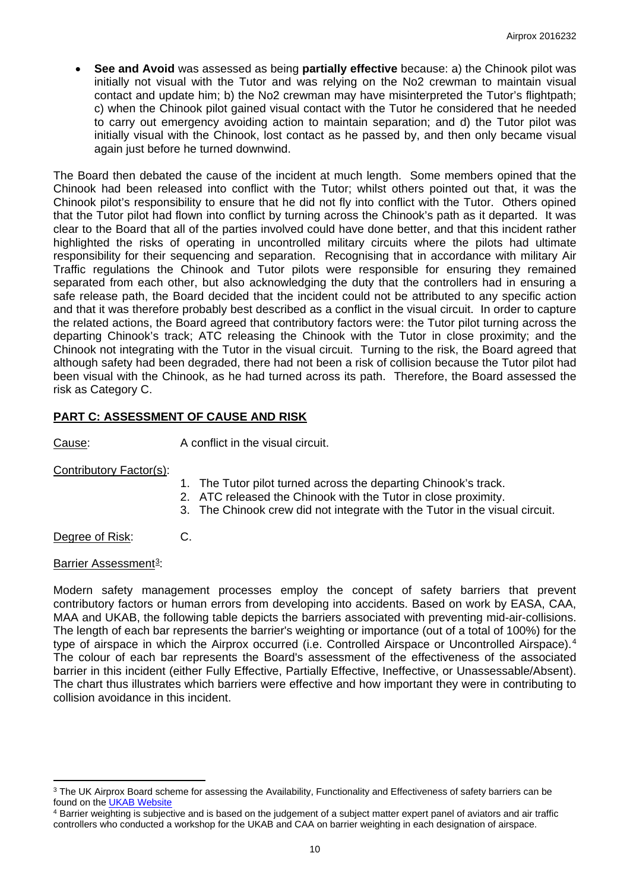- **See and Avoid** was assessed as being **partially effective** because: a) the Chinook pilot was initially not visual with the Tutor and was relying on the No2 crewman to maintain visual contact and update him; b) the No2 crewman may have misinterpreted the Tutor's flightpath; c) when the Chinook pilot gained visual contact with the Tutor he considered that he needed to carry out emergency avoiding action to maintain separation; and d) the Tutor pilot was initially visual with the Chinook, lost contact as he passed by, and then only became visual again just before he turned downwind.

The Board then debated the cause of the incident at much length. Some members opined that the Chinook had been released into conflict with the Tutor; whilst others pointed out that, it was the Chinook pilot's responsibility to ensure that he did not fly into conflict with the Tutor. Others opined that the Tutor pilot had flown into conflict by turning across the Chinook's path as it departed. It was clear to the Board that all of the parties involved could have done better, and that this incident rather highlighted the risks of operating in uncontrolled military circuits where the pilots had ultimate responsibility for their sequencing and separation. Recognising that in accordance with military Air Traffic regulations the Chinook and Tutor pilots were responsible for ensuring they remained separated from each other, but also acknowledging the duty that the controllers had in ensuring a safe release path, the Board decided that the incident could not be attributed to any specific action and that it was therefore probably best described as a conflict in the visual circuit. In order to capture the related actions, the Board agreed that contributory factors were: the Tutor pilot turning across the departing Chinook's track; ATC releasing the Chinook with the Tutor in close proximity; and the Chinook not integrating with the Tutor in the visual circuit. Turning to the risk, the Board agreed that although safety had been degraded, there had not been a risk of collision because the Tutor pilot had been visual with the Chinook, as he had turned across its path. Therefore, the Board assessed the risk as Category C.

## PART C: ASSESSMENT OF CAUSE AND RISK

Cause: A conflict in the visual circuit.

Contributory Factor(s):

1. The Tutor pilot turned across the departing Chinook's track.
2. ATC released the Chinook with the Tutor in close proximity.
3. The Chinook crew did not integrate with the Tutor in the visual circuit.

Degree of Risk: C.

Barrier Assessment[3]:

Modern safety management processes employ the concept of safety barriers that prevent contributory factors or human errors from developing into accidents. Based on work by EASA, CAA, MAA and UKAB, the following table depicts the barriers associated with preventing mid-air-collisions. The length of each bar represents the barrier's weighting or importance (out of a total of 100%) for the type of airspace in which the Airprox occurred (i.e. Controlled Airspace or Uncontrolled Airspace).[4] The colour of each bar represents the Board's assessment of the effectiveness of the associated barrier in this incident (either Fully Effective, Partially Effective, Ineffective, or Unassessable/Absent). The chart thus illustrates which barriers were effective and how important they were in contributing to collision avoidance in this incident.

[3] The UK Airprox Board scheme for assessing the Availability, Functionality and Effectiveness of safety barriers can be found on the UKAB Website

[4] Barrier weighting is subjective and is based on the judgement of a subject matter expert panel of aviators and air traffic controllers who conducted a workshop for the UKAB and CAA on barrier weighting in each designation of airspace.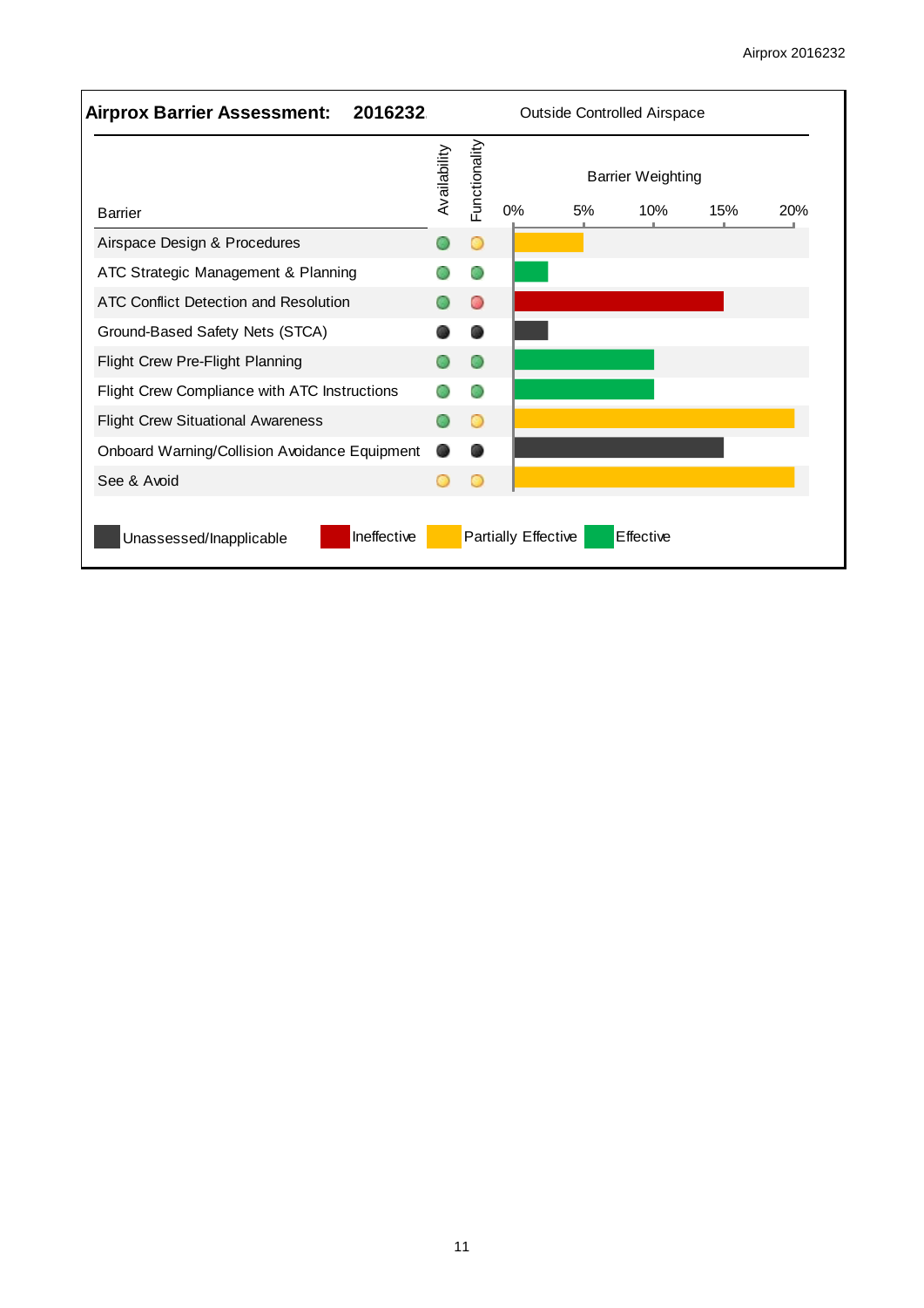**Airprox Barrier Assessment: 2016232**

Outside Controlled Airspace

Barrier

Availability

Functionality

Barrier Weighting

0% 5% 10% 15% 20%

Airspace Design & Procedures

ATC Strategic Management & Planning

ATC Conflict Detection and Resolution

Ground-Based Safety Nets (STCA)

Flight Crew Pre-Flight Planning

Flight Crew Compliance with ATC Instructions

Flight Crew Situational Awareness

Onboard Warning/Collision Avoidance Equipment

See & Avoid

Unassessed/Inapplicable

Ineffective

Partially Effective

Effective